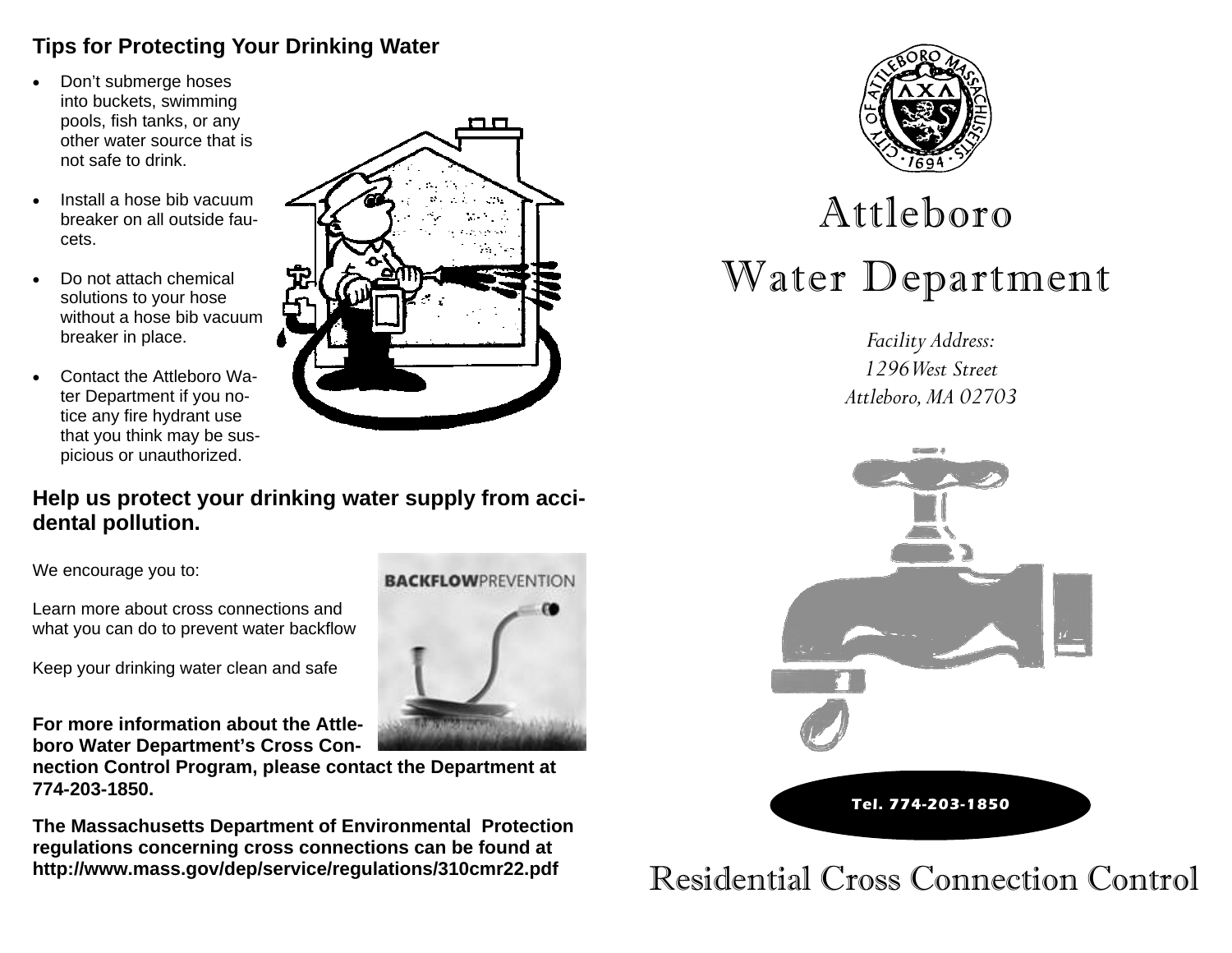## Tips for Protecting Your Drinking Water

- Don't submerge hoses into buckets, swimming pools, fish tanks, or any other water source that is not safe to drink.
- Install a hose bib vacuum breaker on all outside faucets.
- Do not attach chemical solutions to your hose without a hose bib vacuum breaker in place.
- Contact the Attleboro Water Department if you notice any fire hydrant use that you think may be suspicious or unauthorized.

## Help us protect your drinking water supply from accidental pollution.

We encourage you to:

Learn more about cross connections and what you can do to prevent water backflow

Keep your drinking water clean and safe

BACKFLOWPREVENTION

**For more information about the Attleboro Water Department's Cross Connection Control Program, please contact the Department at 774-203-1850.**

**The Massachusetts Department of Environmental Protection regulations concerning cross connections can be found at http://www.mass.gov/dep/service/regulations/310cmr22.pdf**

CITY OF ATTLEBORO MASSACHUSETTS · 1694 ·

# Attleboro Water Department

*Facility Address:*
*1296 West Street*
*Attleboro, MA 02703*

**Tel. 774-203-1850**

# Residential Cross Connection Control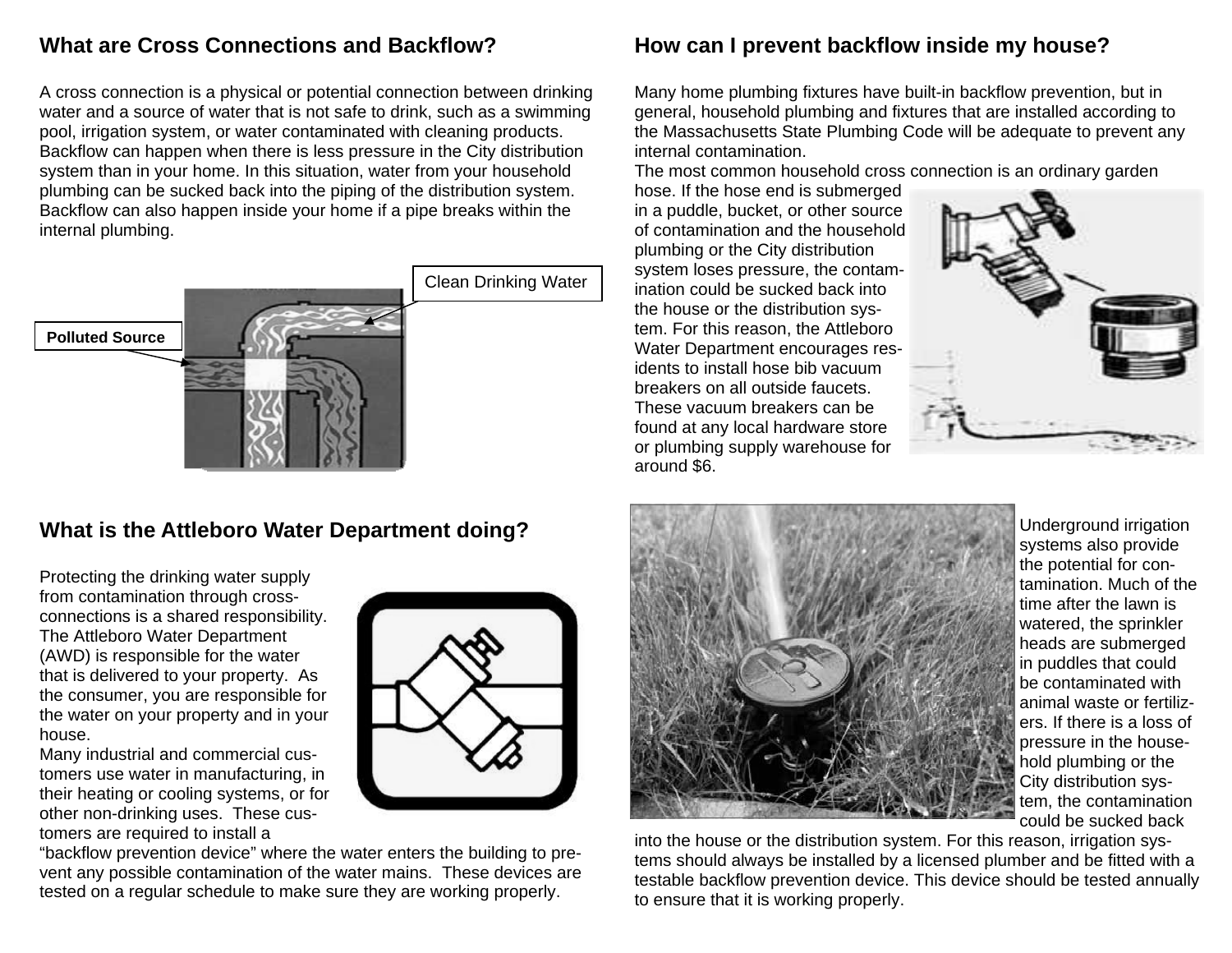## What are Cross Connections and Backflow?

A cross connection is a physical or potential connection between drinking water and a source of water that is not safe to drink, such as a swimming pool, irrigation system, or water contaminated with cleaning products. Backflow can happen when there is less pressure in the City distribution system than in your home. In this situation, water from your household plumbing can be sucked back into the piping of the distribution system. Backflow can also happen inside your home if a pipe breaks within the internal plumbing.

Clean Drinking Water

**Polluted Source**

## What is the Attleboro Water Department doing?

Protecting the drinking water supply from contamination through cross-connections is a shared responsibility. The Attleboro Water Department (AWD) is responsible for the water that is delivered to your property. As the consumer, you are responsible for the water on your property and in your house.

Many industrial and commercial customers use water in manufacturing, in their heating or cooling systems, or for other non-drinking uses. These customers are required to install a "backflow prevention device" where the water enters the building to prevent any possible contamination of the water mains. These devices are tested on a regular schedule to make sure they are working properly.

## How can I prevent backflow inside my house?

Many home plumbing fixtures have built-in backflow prevention, but in general, household plumbing and fixtures that are installed according to the Massachusetts State Plumbing Code will be adequate to prevent any internal contamination.

The most common household cross connection is an ordinary garden hose. If the hose end is submerged in a puddle, bucket, or other source of contamination and the household plumbing or the City distribution system loses pressure, the contamination could be sucked back into the house or the distribution system. For this reason, the Attleboro Water Department encourages residents to install hose bib vacuum breakers on all outside faucets. These vacuum breakers can be found at any local hardware store or plumbing supply warehouse for around $6.

Underground irrigation systems also provide the potential for contamination. Much of the time after the lawn is watered, the sprinkler heads are submerged in puddles that could be contaminated with animal waste or fertilizers. If there is a loss of pressure in the household plumbing or the City distribution system, the contamination could be sucked back into the house or the distribution system. For this reason, irrigation systems should always be installed by a licensed plumber and be fitted with a testable backflow prevention device. This device should be tested annually to ensure that it is working properly.